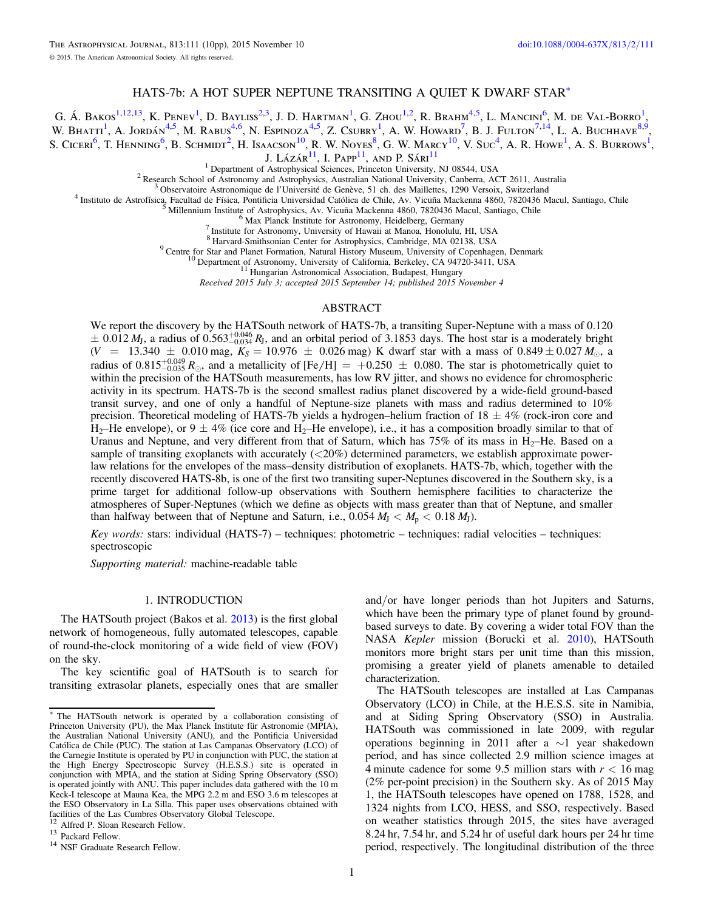# HATS-7b: A HOT SUPER NEPTUNE TRANSITING A QUIET K DWARF STAR*

G. Á. Bakos[1,12,13], K. Penev[1], D. Bayliss[2,3], J. D. Hartman[1], G. Zhou[1,2], R. Brahm[4,5], L. Mancini[6], M. de Val-Borro[1], W. Bhatti[1], A. Jordán[4,5], M. Rabus[4,6], N. Espinoza[4,5], Z. Csubry[1], A. W. Howard[7], B. J. Fulton[7,14], L. A. Buchhave[8,9], S. Ciceri[6], T. Henning[6], B. Schmidt[2], H. Isaacson[10], R. W. Noyes[8], G. W. Marcy[10], V. Suc[4], A. R. Howe[1], A. S. Burrows[1], J. Lázár[11], I. Papp[11], and P. Sári[11]

[1] Department of Astrophysical Sciences, Princeton University, NJ 08544, USA
[2] Research School of Astronomy and Astrophysics, Australian National University, Canberra, ACT 2611, Australia
[3] Observatoire Astronomique de l'Université de Genève, 51 ch. des Maillettes, 1290 Versoix, Switzerland
[4] Instituto de Astrofísica, Facultad de Física, Pontificia Universidad Católica de Chile, Av. Vicuña Mackenna 4860, 7820436 Macul, Santiago, Chile
[5] Millennium Institute of Astrophysics, Av. Vicuña Mackenna 4860, 7820436 Macul, Santiago, Chile
[6] Max Planck Institute for Astronomy, Heidelberg, Germany
[7] Institute for Astronomy, University of Hawaii at Manoa, Honolulu, HI, USA
[8] Harvard-Smithsonian Center for Astrophysics, Cambridge, MA 02138, USA
[9] Centre for Star and Planet Formation, Natural History Museum, University of Copenhagen, Denmark
[10] Department of Astronomy, University of California, Berkeley, CA 94720-3411, USA
[11] Hungarian Astronomical Association, Budapest, Hungary

*Received 2015 July 3; accepted 2015 September 14; published 2015 November 4*

## ABSTRACT

We report the discovery by the HATSouth network of HATS-7b, a transiting Super-Neptune with a mass of $0.120 \pm 0.012\,M_J$, a radius of $0.563^{+0.046}_{-0.034}\,R_J$, and an orbital period of 3.1853 days. The host star is a moderately bright ($V = 13.340 \pm 0.010$ mag, $K_S = 10.976 \pm 0.026$ mag) K dwarf star with a mass of $0.849 \pm 0.027\,M_\odot$, a radius of $0.815^{+0.049}_{-0.035}\,R_\odot$, and a metallicity of $[Fe/H] = +0.250 \pm 0.080$. The star is photometrically quiet to within the precision of the HATSouth measurements, has low RV jitter, and shows no evidence for chromospheric activity in its spectrum. HATS-7b is the second smallest radius planet discovered by a wide-field ground-based transit survey, and one of only a handful of Neptune-size planets with mass and radius determined to 10% precision. Theoretical modeling of HATS-7b yields a hydrogen–helium fraction of $18 \pm 4\%$ (rock-iron core and $H_2$–He envelope), or $9 \pm 4\%$ (ice core and $H_2$–He envelope), i.e., it has a composition broadly similar to that of Uranus and Neptune, and very different from that of Saturn, which has 75% of its mass in $H_2$–He. Based on a sample of transiting exoplanets with accurately (<20%) determined parameters, we establish approximate power-law relations for the envelopes of the mass–density distribution of exoplanets. HATS-7b, which, together with the recently discovered HATS-8b, is one of the first two transiting super-Neptunes discovered in the Southern sky, is a prime target for additional follow-up observations with Southern hemisphere facilities to characterize the atmospheres of Super-Neptunes (which we define as objects with mass greater than that of Neptune, and smaller than halfway between that of Neptune and Saturn, i.e., $0.054\,M_J < M_p < 0.18\,M_J$).

*Key words:* stars: individual (HATS-7) – techniques: photometric – techniques: radial velocities – techniques: spectroscopic

*Supporting material:* machine-readable table

## 1. INTRODUCTION

The HATSouth project (Bakos et al. 2013) is the first global network of homogeneous, fully automated telescopes, capable of round-the-clock monitoring of a wide field of view (FOV) on the sky.

The key scientific goal of HATSouth is to search for transiting extrasolar planets, especially ones that are smaller and/or have longer periods than hot Jupiters and Saturns, which have been the primary type of planet found by ground-based surveys to date. By covering a wider total FOV than the NASA *Kepler* mission (Borucki et al. 2010), HATSouth monitors more bright stars per unit time than this mission, promising a greater yield of planets amenable to detailed characterization.

The HATSouth telescopes are installed at Las Campanas Observatory (LCO) in Chile, at the H.E.S.S. site in Namibia, and at Siding Spring Observatory (SSO) in Australia. HATSouth was commissioned in late 2009, with regular operations beginning in 2011 after a ~1 year shakedown period, and has since collected 2.9 million science images at 4 minute cadence for some 9.5 million stars with $r < 16$ mag (2% per-point precision) in the Southern sky. As of 2015 May 1, the HATSouth telescopes have opened on 1788, 1528, and 1324 nights from LCO, HESS, and SSO, respectively. Based on weather statistics through 2015, the sites have averaged 8.24 hr, 7.54 hr, and 5.24 hr of useful dark hours per 24 hr time period, respectively. The longitudinal distribution of the three

---

* The HATSouth network is operated by a collaboration consisting of Princeton University (PU), the Max Planck Institute für Astronomie (MPIA), the Australian National University (ANU), and the Pontificia Universidad Católica de Chile (PUC). The station at Las Campanas Observatory (LCO) of the Carnegie Institute is operated by PU in conjunction with PUC, the station at the High Energy Spectroscopic Survey (H.E.S.S.) site is operated in conjunction with MPIA, and the station at Siding Spring Observatory (SSO) is operated jointly with ANU. This paper includes data gathered with the 10 m Keck-I telescope at Mauna Kea, the MPG 2.2 m and ESO 3.6 m telescopes at the ESO Observatory in La Silla. This paper uses observations obtained with facilities of the Las Cumbres Observatory Global Telescope.

[12] Alfred P. Sloan Research Fellow.

[13] Packard Fellow.

[14] NSF Graduate Research Fellow.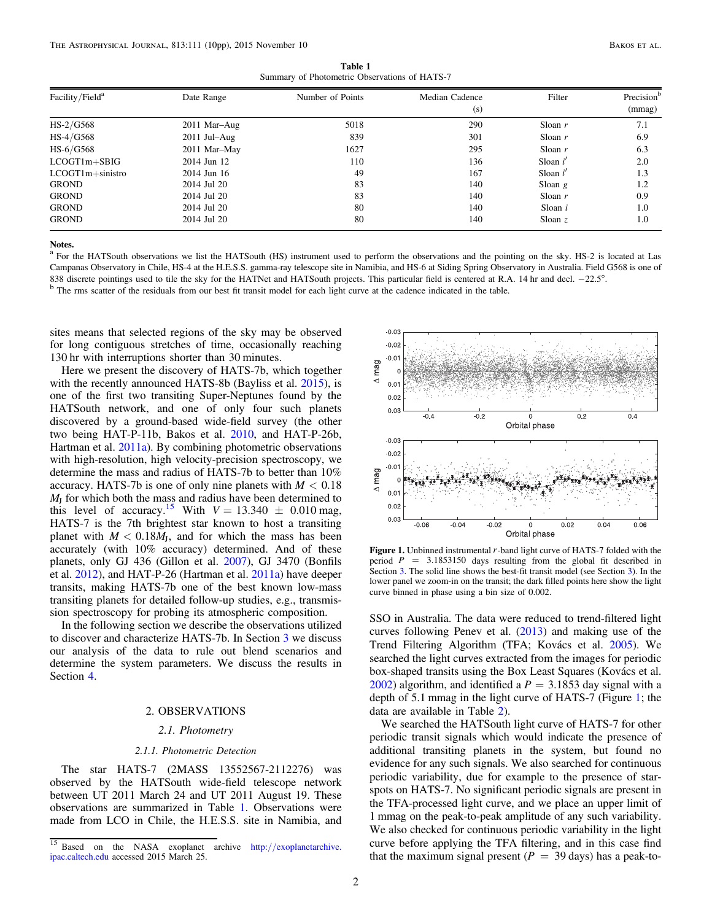**Table 1**
Summary of Photometric Observations of HATS-7

| Facility/Field[a] | Date Range | Number of Points | Median Cadence (s) | Filter | Precision[b] (mmag) |
|---|---|---|---|---|---|
| HS-2/G568 | 2011 Mar–Aug | 5018 | 290 | Sloan $r$ | 7.1 |
| HS-4/G568 | 2011 Jul–Aug | 839 | 301 | Sloan $r$ | 6.9 |
| HS-6/G568 | 2011 Mar–May | 1627 | 295 | Sloan $r$ | 6.3 |
| LCOGT1m+SBIG | 2014 Jun 12 | 110 | 136 | Sloan $i'$ | 2.0 |
| LCOGT1m+sinistro | 2014 Jun 16 | 49 | 167 | Sloan $i'$ | 1.3 |
| GROND | 2014 Jul 20 | 83 | 140 | Sloan $g$ | 1.2 |
| GROND | 2014 Jul 20 | 83 | 140 | Sloan $r$ | 0.9 |
| GROND | 2014 Jul 20 | 80 | 140 | Sloan $i$ | 1.0 |
| GROND | 2014 Jul 20 | 80 | 140 | Sloan $z$ | 1.0 |

**Notes.**
[a] For the HATSouth observations we list the HATSouth (HS) instrument used to perform the observations and the pointing on the sky. HS-2 is located at Las Campanas Observatory in Chile, HS-4 at the H.E.S.S. gamma-ray telescope site in Namibia, and HS-6 at Siding Spring Observatory in Australia. Field G568 is one of 838 discrete pointings used to tile the sky for the HATNet and HATSouth projects. This particular field is centered at R.A. 14 hr and decl. −22.5°.
[b] The rms scatter of the residuals from our best fit transit model for each light curve at the cadence indicated in the table.

sites means that selected regions of the sky may be observed for long contiguous stretches of time, occasionally reaching 130 hr with interruptions shorter than 30 minutes.

Here we present the discovery of HATS-7b, which together with the recently announced HATS-8b (Bayliss et al. 2015), is one of the first two transiting Super-Neptunes found by the HATSouth network, and one of only four such planets discovered by a ground-based wide-field survey (the other two being HAT-P-11b, Bakos et al. 2010, and HAT-P-26b, Hartman et al. 2011a). By combining photometric observations with high-resolution, high velocity-precision spectroscopy, we determine the mass and radius of HATS-7b to better than 10% accuracy. HATS-7b is one of only nine planets with $M < 0.18$ $M_J$ for which both the mass and radius have been determined to this level of accuracy.[15] With $V = 13.340 \pm 0.010$ mag, HATS-7 is the 7th brightest star known to host a transiting planet with $M < 0.18 M_J$, and for which the mass has been accurately (with 10% accuracy) determined. And of these planets, only GJ 436 (Gillon et al. 2007), GJ 3470 (Bonfils et al. 2012), and HAT-P-26 (Hartman et al. 2011a) have deeper transits, making HATS-7b one of the best known low-mass transiting planets for detailed follow-up studies, e.g., transmission spectroscopy for probing its atmospheric composition.

In the following section we describe the observations utilized to discover and characterize HATS-7b. In Section 3 we discuss our analysis of the data to rule out blend scenarios and determine the system parameters. We discuss the results in Section 4.

## 2. OBSERVATIONS

### 2.1. Photometry

#### 2.1.1. Photometric Detection

The star HATS-7 (2MASS 13552567-2112276) was observed by the HATSouth wide-field telescope network between UT 2011 March 24 and UT 2011 August 19. These observations are summarized in Table 1. Observations were made from LCO in Chile, the H.E.S.S. site in Namibia, and SSO in Australia. The data were reduced to trend-filtered light curves following Penev et al. (2013) and making use of the Trend Filtering Algorithm (TFA; Kovács et al. 2005). We searched the light curves extracted from the images for periodic box-shaped transits using the Box Least Squares (Kovács et al. 2002) algorithm, and identified a $P = 3.1853$ day signal with a depth of 5.1 mmag in the light curve of HATS-7 (Figure 1; the data are available in Table 2).

**Figure 1.** Unbinned instrumental $r$-band light curve of HATS-7 folded with the period $P = 3.1853150$ days resulting from the global fit described in Section 3. The solid line shows the best-fit transit model (see Section 3). In the lower panel we zoom-in on the transit; the dark filled points here show the light curve binned in phase using a bin size of 0.002.

We searched the HATSouth light curve of HATS-7 for other periodic transit signals which would indicate the presence of additional transiting planets in the system, but found no evidence for any such signals. We also searched for continuous periodic variability, due for example to the presence of starspots on HATS-7. No significant periodic signals are present in the TFA-processed light curve, and we place an upper limit of 1 mmag on the peak-to-peak amplitude of any such variability. We also checked for continuous periodic variability in the light curve before applying the TFA filtering, and in this case find that the maximum signal present ($P = 39$ days) has a peak-to-

[15] Based on the NASA exoplanet archive http://exoplanetarchive.ipac.caltech.edu accessed 2015 March 25.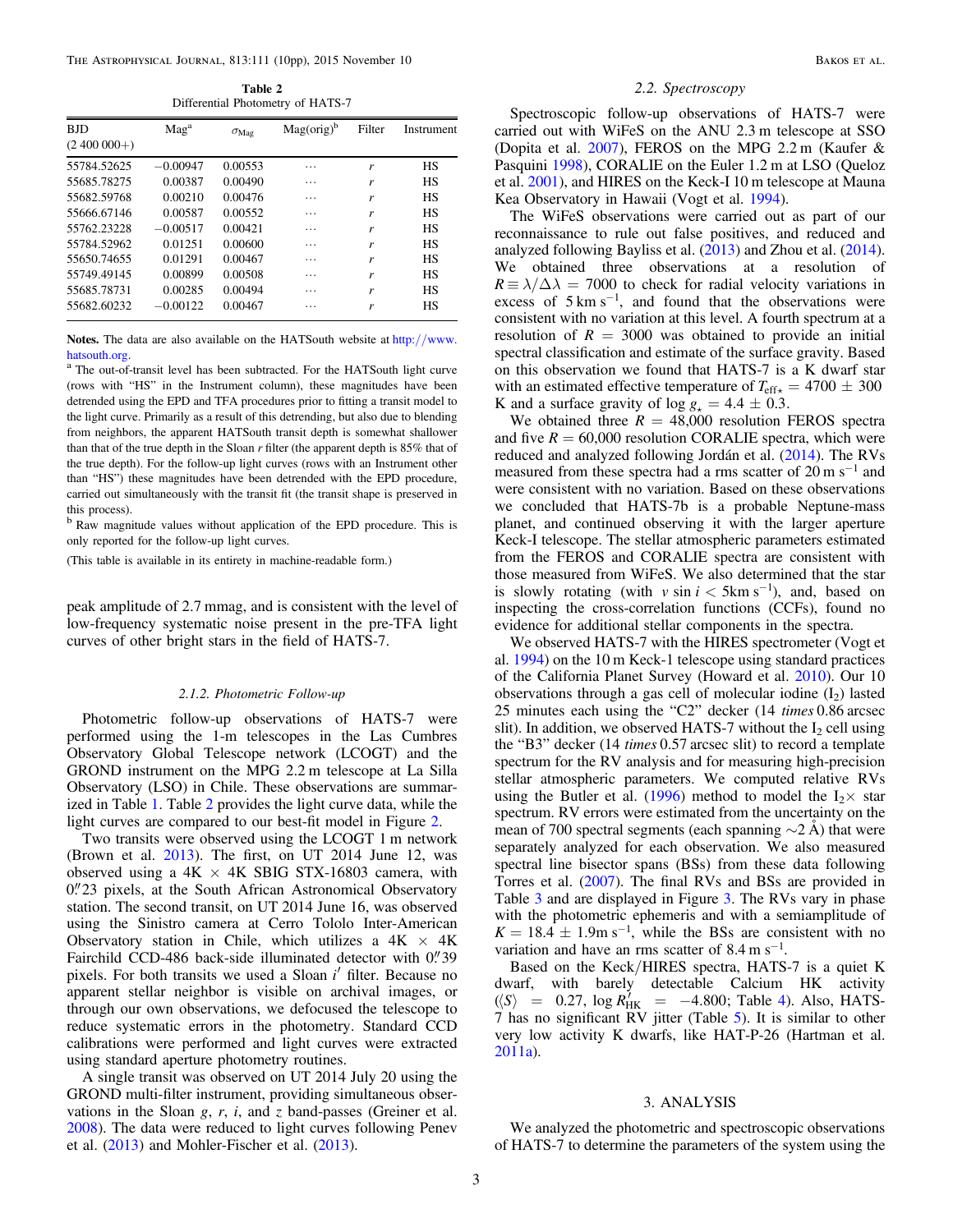**Table 2**
Differential Photometry of HATS-7

| BJD (2 400 000+) | Mag[a] | $\sigma_{\rm Mag}$ | Mag(orig)[b] | Filter | Instrument |
|---|---|---|---|---|---|
| 55784.52625 | −0.00947 | 0.00553 | ⋯ | $r$ | HS |
| 55685.78275 | 0.00387 | 0.00490 | ⋯ | $r$ | HS |
| 55682.59768 | 0.00210 | 0.00476 | ⋯ | $r$ | HS |
| 55666.67146 | 0.00587 | 0.00552 | ⋯ | $r$ | HS |
| 55762.23228 | −0.00517 | 0.00421 | ⋯ | $r$ | HS |
| 55784.52962 | 0.01251 | 0.00600 | ⋯ | $r$ | HS |
| 55650.74655 | 0.01291 | 0.00467 | ⋯ | $r$ | HS |
| 55749.49145 | 0.00899 | 0.00508 | ⋯ | $r$ | HS |
| 55685.78731 | 0.00285 | 0.00494 | ⋯ | $r$ | HS |
| 55682.60232 | −0.00122 | 0.00467 | ⋯ | $r$ | HS |

**Notes.** The data are also available on the HATSouth website at http://www.hatsouth.org.

[a] The out-of-transit level has been subtracted. For the HATSouth light curve (rows with "HS" in the Instrument column), these magnitudes have been detrended using the EPD and TFA procedures prior to fitting a transit model to the light curve. Primarily as a result of this detrending, but also due to blending from neighbors, the apparent HATSouth transit depth is somewhat shallower than that of the true depth in the Sloan $r$ filter (the apparent depth is 85% that of the true depth). For the follow-up light curves (rows with an Instrument other than "HS") these magnitudes have been detrended with the EPD procedure, carried out simultaneously with the transit fit (the transit shape is preserved in this process).

[b] Raw magnitude values without application of the EPD procedure. This is only reported for the follow-up light curves.

(This table is available in its entirety in machine-readable form.)

peak amplitude of 2.7 mmag, and is consistent with the level of low-frequency systematic noise present in the pre-TFA light curves of other bright stars in the field of HATS-7.

#### 2.1.2. Photometric Follow-up

Photometric follow-up observations of HATS-7 were performed using the 1-m telescopes in the Las Cumbres Observatory Global Telescope network (LCOGT) and the GROND instrument on the MPG 2.2 m telescope at La Silla Observatory (LSO) in Chile. These observations are summarized in Table 1. Table 2 provides the light curve data, while the light curves are compared to our best-fit model in Figure 2.

Two transits were observed using the LCOGT 1 m network (Brown et al. 2013). The first, on UT 2014 June 12, was observed using a 4K × 4K SBIG STX-16803 camera, with 0″23 pixels, at the South African Astronomical Observatory station. The second transit, on UT 2014 June 16, was observed using the Sinistro camera at Cerro Tololo Inter-American Observatory station in Chile, which utilizes a 4K × 4K Fairchild CCD-486 back-side illuminated detector with 0″39 pixels. For both transits we used a Sloan $i'$ filter. Because no apparent stellar neighbor is visible on archival images, or through our own observations, we defocused the telescope to reduce systematic errors in the photometry. Standard CCD calibrations were performed and light curves were extracted using standard aperture photometry routines.

A single transit was observed on UT 2014 July 20 using the GROND multi-filter instrument, providing simultaneous observations in the Sloan $g$, $r$, $i$, and $z$ band-passes (Greiner et al. 2008). The data were reduced to light curves following Penev et al. (2013) and Mohler-Fischer et al. (2013).

### 2.2. Spectroscopy

Spectroscopic follow-up observations of HATS-7 were carried out with WiFeS on the ANU 2.3 m telescope at SSO (Dopita et al. 2007), FEROS on the MPG 2.2 m (Kaufer & Pasquini 1998), CORALIE on the Euler 1.2 m at LSO (Queloz et al. 2001), and HIRES on the Keck-I 10 m telescope at Mauna Kea Observatory in Hawaii (Vogt et al. 1994).

The WiFeS observations were carried out as part of our reconnaissance to rule out false positives, and reduced and analyzed following Bayliss et al. (2013) and Zhou et al. (2014). We obtained three observations at a resolution of $R \equiv \lambda/\Delta\lambda = 7000$ to check for radial velocity variations in excess of 5 km s$^{-1}$, and found that the observations were consistent with no variation at this level. A fourth spectrum at a resolution of $R = 3000$ was obtained to provide an initial spectral classification and estimate of the surface gravity. Based on this observation we found that HATS-7 is a K dwarf star with an estimated effective temperature of $T_{\rm eff\star} = 4700 \pm 300$ K and a surface gravity of $\log g_\star = 4.4 \pm 0.3$.

We obtained three $R = 48{,}000$ resolution FEROS spectra and five $R = 60{,}000$ resolution CORALIE spectra, which were reduced and analyzed following Jordán et al. (2014). The RVs measured from these spectra had a rms scatter of 20 m s$^{-1}$ and were consistent with no variation. Based on these observations we concluded that HATS-7b is a probable Neptune-mass planet, and continued observing it with the larger aperture Keck-I telescope. The stellar atmospheric parameters estimated from the FEROS and CORALIE spectra are consistent with those measured from WiFeS. We also determined that the star is slowly rotating (with $v \sin i < 5$km s$^{-1}$), and, based on inspecting the cross-correlation functions (CCFs), found no evidence for additional stellar components in the spectra.

We observed HATS-7 with the HIRES spectrometer (Vogt et al. 1994) on the 10 m Keck-1 telescope using standard practices of the California Planet Survey (Howard et al. 2010). Our 10 observations through a gas cell of molecular iodine ($I_2$) lasted 25 minutes each using the "C2" decker (14 *times* 0.86 arcsec slit). In addition, we observed HATS-7 without the $I_2$ cell using the "B3" decker (14 *times* 0.57 arcsec slit) to record a template spectrum for the RV analysis and for measuring high-precision stellar atmospheric parameters. We computed relative RVs using the Butler et al. (1996) method to model the $I_2\times$ star spectrum. RV errors were estimated from the uncertainty on the mean of 700 spectral segments (each spanning ~2 Å) that were separately analyzed for each observation. We also measured spectral line bisector spans (BSs) from these data following Torres et al. (2007). The final RVs and BSs are provided in Table 3 and are displayed in Figure 3. The RVs vary in phase with the photometric ephemeris and with a semiamplitude of $K = 18.4 \pm 1.9$m s$^{-1}$, while the BSs are consistent with no variation and have an rms scatter of 8.4 m s$^{-1}$.

Based on the Keck/HIRES spectra, HATS-7 is a quiet K dwarf, with barely detectable Calcium HK activity ($\langle S \rangle = 0.27$, $\log R'_{\rm HK} = -4.800$; Table 4). Also, HATS-7 has no significant RV jitter (Table 5). It is similar to other very low activity K dwarfs, like HAT-P-26 (Hartman et al. 2011a).

## 3. ANALYSIS

We analyzed the photometric and spectroscopic observations of HATS-7 to determine the parameters of the system using the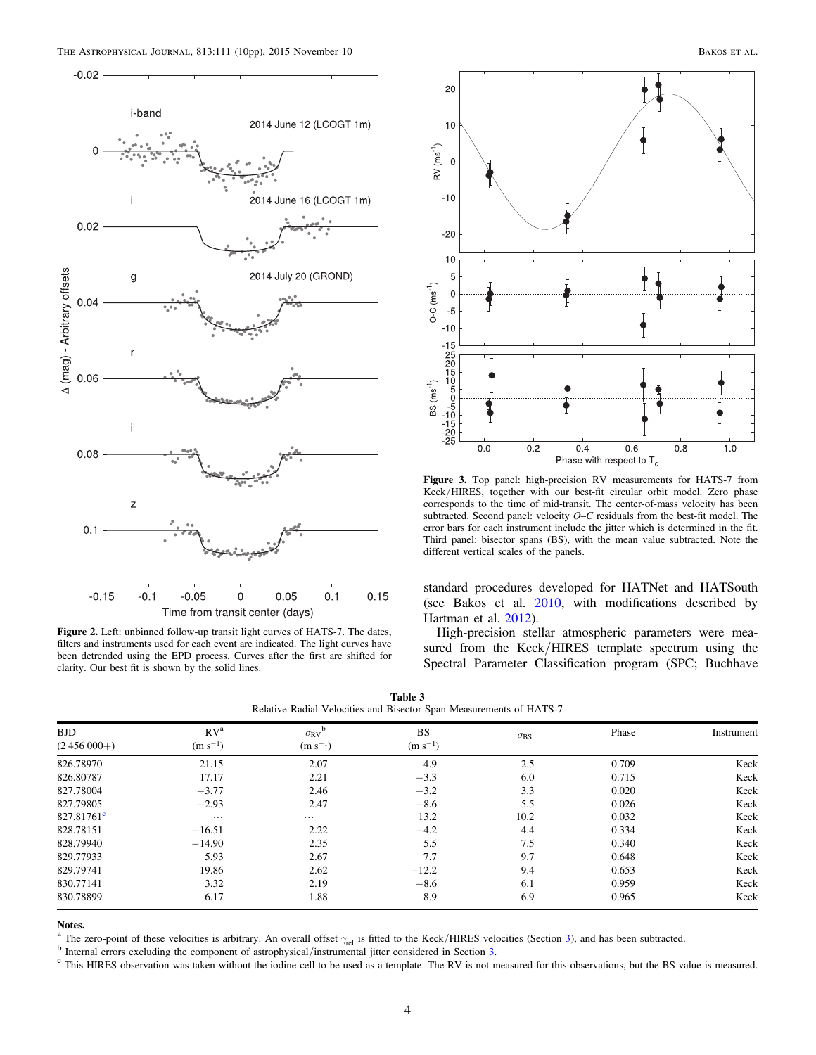**Figure 2.** Left: unbinned follow-up transit light curves of HATS-7. The dates, filters and instruments used for each event are indicated. The light curves have been detrended using the EPD process. Curves after the first are shifted for clarity. Our best fit is shown by the solid lines.

**Figure 3.** Top panel: high-precision RV measurements for HATS-7 from Keck/HIRES, together with our best-fit circular orbit model. Zero phase corresponds to the time of mid-transit. The center-of-mass velocity has been subtracted. Second panel: velocity *O–C* residuals from the best-fit model. The error bars for each instrument include the jitter which is determined in the fit. Third panel: bisector spans (BS), with the mean value subtracted. Note the different vertical scales of the panels.

standard procedures developed for HATNet and HATSouth (see Bakos et al. 2010, with modifications described by Hartman et al. 2012).

High-precision stellar atmospheric parameters were measured from the Keck/HIRES template spectrum using the Spectral Parameter Classification program (SPC; Buchhave

**Table 3**
Relative Radial Velocities and Bisector Span Measurements of HATS-7

| BJD (2 456 000+) | RV[a] (m s$^{-1}$) | $\sigma_{\rm RV}$[b] (m s$^{-1}$) | BS (m s$^{-1}$) | $\sigma_{\rm BS}$ | Phase | Instrument |
|---|---|---|---|---|---|---|
| 826.78970 | 21.15 | 2.07 | 4.9 | 2.5 | 0.709 | Keck |
| 826.80787 | 17.17 | 2.21 | −3.3 | 6.0 | 0.715 | Keck |
| 827.78004 | −3.77 | 2.46 | −3.2 | 3.3 | 0.020 | Keck |
| 827.79805 | −2.93 | 2.47 | −8.6 | 5.5 | 0.026 | Keck |
| 827.81761[c] | … | … | 13.2 | 10.2 | 0.032 | Keck |
| 828.78151 | −16.51 | 2.22 | −4.2 | 4.4 | 0.334 | Keck |
| 828.79940 | −14.90 | 2.35 | 5.5 | 7.5 | 0.340 | Keck |
| 829.77933 | 5.93 | 2.67 | 7.7 | 9.7 | 0.648 | Keck |
| 829.79741 | 19.86 | 2.62 | −12.2 | 9.4 | 0.653 | Keck |
| 830.77141 | 3.32 | 2.19 | −8.6 | 6.1 | 0.959 | Keck |
| 830.78899 | 6.17 | 1.88 | 8.9 | 6.9 | 0.965 | Keck |

**Notes.**

[a] The zero-point of these velocities is arbitrary. An overall offset $\gamma_{\rm rel}$ is fitted to the Keck/HIRES velocities (Section 3), and has been subtracted.

[b] Internal errors excluding the component of astrophysical/instrumental jitter considered in Section 3.

[c] This HIRES observation was taken without the iodine cell to be used as a template. The RV is not measured for this observations, but the BS value is measured.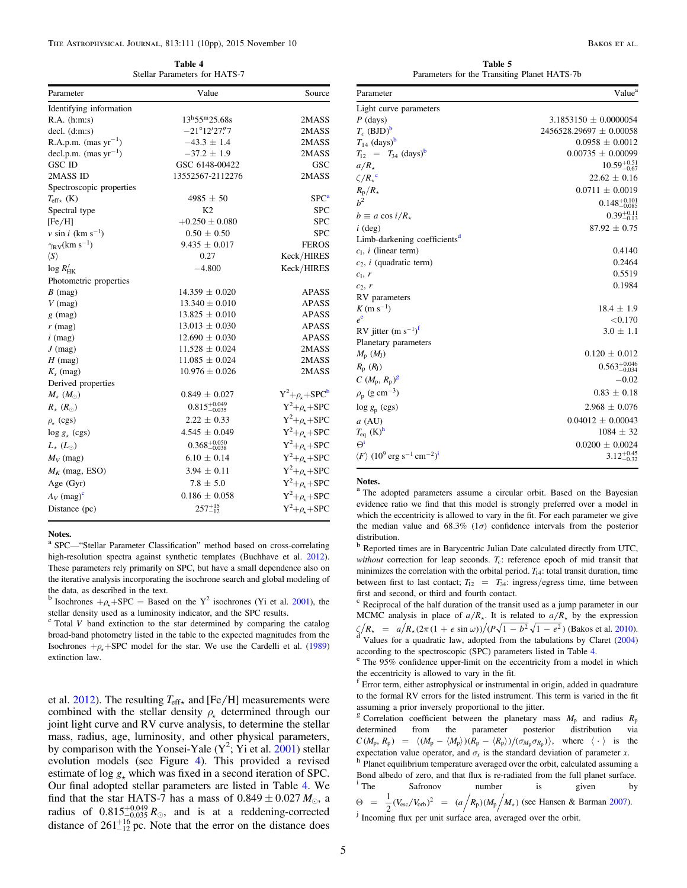**Table 4**
Stellar Parameters for HATS-7

| Parameter | Value | Source |
|---|---|---|
| Identifying information | | |
| R.A. (h:m:s) | $13^{h}55^{m}25.68s$ | 2MASS |
| decl. (d:m:s) | $-21°12'27\farcs7$ | 2MASS |
| R.A.p.m. (mas $yr^{-1}$) | $-43.3 \pm 1.4$ | 2MASS |
| decl.p.m. (mas $yr^{-1}$) | $-37.2 \pm 1.9$ | 2MASS |
| GSC ID | GSC 6148-00422 | GSC |
| 2MASS ID | 13552567-2112276 | 2MASS |
| Spectroscopic properties | | |
| $T_{\rm eff\star}$ (K) | $4985 \pm 50$ | SPC[a] |
| Spectral type | K2 | SPC |
| [Fe/H] | $+0.250 \pm 0.080$ | SPC |
| $v \sin i$ (km $s^{-1}$) | $0.50 \pm 0.50$ | SPC |
| $\gamma_{\rm RV}$(km $s^{-1}$) | $9.435 \pm 0.017$ | FEROS |
| $\langle S \rangle$ | 0.27 | Keck/HIRES |
| $\log R'_{\rm HK}$ | $-4.800$ | Keck/HIRES |
| Photometric properties | | |
| $B$ (mag) | $14.359 \pm 0.020$ | APASS |
| $V$ (mag) | $13.340 \pm 0.010$ | APASS |
| $g$ (mag) | $13.825 \pm 0.010$ | APASS |
| $r$ (mag) | $13.013 \pm 0.030$ | APASS |
| $i$ (mag) | $12.690 \pm 0.030$ | APASS |
| $J$ (mag) | $11.528 \pm 0.024$ | 2MASS |
| $H$ (mag) | $11.085 \pm 0.024$ | 2MASS |
| $K_s$ (mag) | $10.976 \pm 0.026$ | 2MASS |
| Derived properties | | |
| $M_\star$ ($M_\odot$) | $0.849 \pm 0.027$ | $Y^2+\rho_\star$+SPC[b] |
| $R_\star$ ($R_\odot$) | $0.815^{+0.049}_{-0.035}$ | $Y^2+\rho_\star$+SPC |
| $\rho_\star$ (cgs) | $2.22 \pm 0.33$ | $Y^2+\rho_\star$+SPC |
| $\log g_\star$ (cgs) | $4.545 \pm 0.049$ | $Y^2+\rho_\star$+SPC |
| $L_\star$ ($L_\odot$) | $0.368^{+0.050}_{-0.038}$ | $Y^2+\rho_\star$+SPC |
| $M_V$ (mag) | $6.10 \pm 0.14$ | $Y^2+\rho_\star$+SPC |
| $M_K$ (mag, ESO) | $3.94 \pm 0.11$ | $Y^2+\rho_\star$+SPC |
| Age (Gyr) | $7.8 \pm 5.0$ | $Y^2+\rho_\star$+SPC |
| $A_V$ (mag)[c] | $0.186 \pm 0.058$ | $Y^2+\rho_\star$+SPC |
| Distance (pc) | $257^{+15}_{-12}$ | $Y^2+\rho_\star$+SPC |

**Notes.**
[a] SPC—"Stellar Parameter Classification" method based on cross-correlating high-resolution spectra against synthetic templates (Buchhave et al. 2012). These parameters rely primarily on SPC, but have a small dependence also on the iterative analysis incorporating the isochrone search and global modeling of the data, as described in the text.
[b] Isochrones $+\rho_\star$+SPC = Based on the $Y^2$ isochrones (Yi et al. 2001), the stellar density used as a luminosity indicator, and the SPC results.
[c] Total $V$ band extinction to the star determined by comparing the catalog broad-band photometry listed in the table to the expected magnitudes from the Isochrones $+\rho_\star$+SPC model for the star. We use the Cardelli et al. (1989) extinction law.

et al. 2012). The resulting $T_{\rm eff\star}$ and [Fe/H] measurements were combined with the stellar density $\rho_\star$ determined through our joint light curve and RV curve analysis, to determine the stellar mass, radius, age, luminosity, and other physical parameters, by comparison with the Yonsei-Yale ($Y^2$; Yi et al. 2001) stellar evolution models (see Figure 4). This provided a revised estimate of $\log g_\star$ which was fixed in a second iteration of SPC. Our final adopted stellar parameters are listed in Table 4. We find that the star HATS-7 has a mass of $0.849 \pm 0.027\,M_\odot$, a radius of $0.815^{+0.049}_{-0.035}\,R_\odot$, and is at a reddening-corrected distance of $261^{+16}_{-12}$ pc. Note that the error on the distance does

**Table 5**
Parameters for the Transiting Planet HATS-7b

| Parameter | Value[a] |
|---|---|
| Light curve parameters | |
| $P$ (days) | $3.1853150 \pm 0.0000054$ |
| $T_c$ (BJD)[b] | $2456528.29697 \pm 0.00058$ |
| $T_{14}$ (days)[b] | $0.0958 \pm 0.0012$ |
| $T_{12} = T_{34}$ (days)[b] | $0.00735 \pm 0.00099$ |
| $a/R_\star$ | $10.59^{+0.51}_{-0.67}$ |
| $\zeta/R_\star$[c] | $22.62 \pm 0.16$ |
| $R_p/R_\star$ | $0.0711 \pm 0.0019$ |
| $b^2$ | $0.148^{+0.101}_{-0.085}$ |
| $b \equiv a \cos i/R_\star$ | $0.39^{+0.11}_{-0.13}$ |
| $i$ (deg) | $87.92 \pm 0.75$ |
| Limb-darkening coefficients[d] | |
| $c_1, i$ (linear term) | 0.4140 |
| $c_2, i$ (quadratic term) | 0.2464 |
| $c_1, r$ | 0.5519 |
| $c_2, r$ | 0.1984 |
| RV parameters | |
| $K$ (m $s^{-1}$) | $18.4 \pm 1.9$ |
| $e$[e] | $<0.170$ |
| RV jitter (m $s^{-1}$)[f] | $3.0 \pm 1.1$ |
| Planetary parameters | |
| $M_p$ ($M_J$) | $0.120 \pm 0.012$ |
| $R_p$ ($R_J$) | $0.563^{+0.046}_{-0.034}$ |
| $C(M_p, R_p)$[g] | $-0.02$ |
| $\rho_p$ (g $cm^{-3}$) | $0.83 \pm 0.18$ |
| $\log g_p$ (cgs) | $2.968 \pm 0.076$ |
| $a$ (AU) | $0.04012 \pm 0.00043$ |
| $T_{\rm eq}$ (K)[h] | $1084 \pm 32$ |
| $\Theta$[i] | $0.0200 \pm 0.0024$ |
| $\langle F \rangle$ ($10^9$ erg $s^{-1}$ $cm^{-2}$)[j] | $3.12^{+0.45}_{-0.32}$ |

**Notes.**
[a] The adopted parameters assume a circular orbit. Based on the Bayesian evidence ratio we find that this model is strongly preferred over a model in which the eccentricity is allowed to vary in the fit. For each parameter we give the median value and 68.3% (1$\sigma$) confidence intervals from the posterior distribution.
[b] Reported times are in Barycentric Julian Date calculated directly from UTC, *without* correction for leap seconds. $T_c$: reference epoch of mid transit that minimizes the correlation with the orbital period. $T_{14}$: total transit duration, time between first to last contact; $T_{12} = T_{34}$: ingress/egress time, time between first and second, or third and fourth contact.
[c] Reciprocal of the half duration of the transit used as a jump parameter in our MCMC analysis in place of $a/R_\star$. It is related to $a/R_\star$ by the expression $\zeta/R_\star = a/R_\star(2\pi(1 + e\sin\omega))/(P\sqrt{1-b^2}\sqrt{1-e^2})$ (Bakos et al. 2010).
[d] Values for a quadratic law, adopted from the tabulations by Claret (2004) according to the spectroscopic (SPC) parameters listed in Table 4.
[e] The 95% confidence upper-limit on the eccentricity from a model in which the eccentricity is allowed to vary in the fit.
[f] Error term, either astrophysical or instrumental in origin, added in quadrature to the formal RV errors for the listed instrument. This term is varied in the fit assuming a prior inversely proportional to the jitter.
[g] Correlation between the planetary mass $M_p$ and radius $R_p$ determined from the parameter posterior distribution via $C(M_p, R_p) = \langle (M_p - \langle M_p \rangle)(R_p - \langle R_p \rangle) \rangle / (\sigma_{M_p}\sigma_{R_p})$, where $\langle \cdot \rangle$ is the expectation value operator, and $\sigma_x$ is the standard deviation of parameter $x$.
[h] Planet equilibrium temperature averaged over the orbit, calculated assuming a Bond albedo of zero, and that flux is re-radiated from the full planet surface.
[i] The Safronov number is given by $\Theta = \frac{1}{2}(V_{\rm esc}/V_{\rm orb})^2 = (a/R_p)(M_p/M_\star)$ (see Hansen & Barman 2007).
[j] Incoming flux per unit surface area, averaged over the orbit.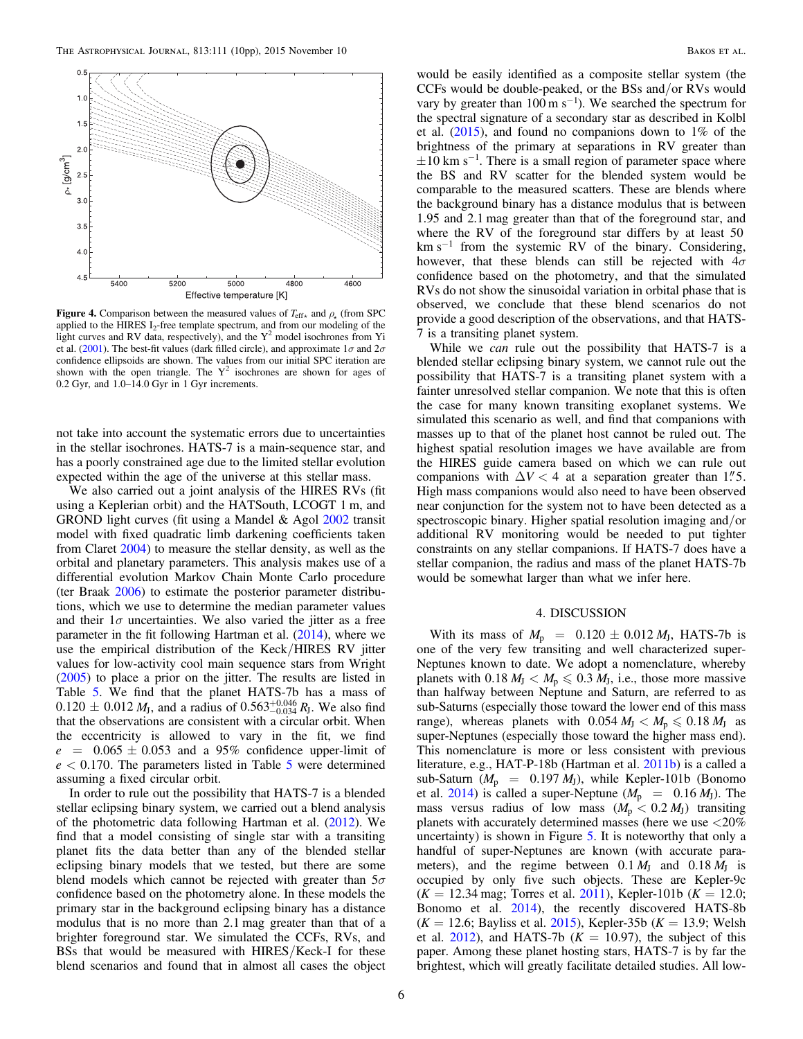**Figure 4.** Comparison between the measured values of $T_{\mathrm{eff}\star}$ and $\rho_\star$ (from SPC applied to the HIRES $I_2$-free template spectrum, and from our modeling of the light curves and RV data, respectively), and the $Y^2$ model isochrones from Yi et al. (2001). The best-fit values (dark filled circle), and approximate $1\sigma$ and $2\sigma$ confidence ellipsoids are shown. The values from our initial SPC iteration are shown with the open triangle. The $Y^2$ isochrones are shown for ages of 0.2 Gyr, and 1.0–14.0 Gyr in 1 Gyr increments.

not take into account the systematic errors due to uncertainties in the stellar isochrones. HATS-7 is a main-sequence star, and has a poorly constrained age due to the limited stellar evolution expected within the age of the universe at this stellar mass.

We also carried out a joint analysis of the HIRES RVs (fit using a Keplerian orbit) and the HATSouth, LCOGT 1 m, and GROND light curves (fit using a Mandel & Agol 2002 transit model with fixed quadratic limb darkening coefficients taken from Claret 2004) to measure the stellar density, as well as the orbital and planetary parameters. This analysis makes use of a differential evolution Markov Chain Monte Carlo procedure (ter Braak 2006) to estimate the posterior parameter distributions, which we use to determine the median parameter values and their $1\sigma$ uncertainties. We also varied the jitter as a free parameter in the fit following Hartman et al. (2014), where we use the empirical distribution of the Keck/HIRES RV jitter values for low-activity cool main sequence stars from Wright (2005) to place a prior on the jitter. The results are listed in Table 5. We find that the planet HATS-7b has a mass of $0.120 \pm 0.012\,M_{\mathrm{J}}$, and a radius of $0.563^{+0.046}_{-0.034}\,R_{\mathrm{J}}$. We also find that the observations are consistent with a circular orbit. When the eccentricity is allowed to vary in the fit, we find $e = 0.065 \pm 0.053$ and a 95% confidence upper-limit of $e < 0.170$. The parameters listed in Table 5 were determined assuming a fixed circular orbit.

In order to rule out the possibility that HATS-7 is a blended stellar eclipsing binary system, we carried out a blend analysis of the photometric data following Hartman et al. (2012). We find that a model consisting of single star with a transiting planet fits the data better than any of the blended stellar eclipsing binary models that we tested, but there are some blend models which cannot be rejected with greater than $5\sigma$ confidence based on the photometry alone. In these models the primary star in the background eclipsing binary has a distance modulus that is no more than 2.1 mag greater than that of a brighter foreground star. We simulated the CCFs, RVs, and BSs that would be measured with HIRES/Keck-I for these blend scenarios and found that in almost all cases the object would be easily identified as a composite stellar system (the CCFs would be double-peaked, or the BSs and/or RVs would vary by greater than 100 m s$^{-1}$). We searched the spectrum for the spectral signature of a secondary star as described in Kolbl et al. (2015), and found no companions down to 1% of the brightness of the primary at separations in RV greater than $\pm 10$ km s$^{-1}$. There is a small region of parameter space where the BS and RV scatter for the blended system would be comparable to the measured scatters. These are blends where the background binary has a distance modulus that is between 1.95 and 2.1 mag greater than that of the foreground star, and where the RV of the foreground star differs by at least 50 km s$^{-1}$ from the systemic RV of the binary. Considering, however, that these blends can still be rejected with $4\sigma$ confidence based on the photometry, and that the simulated RVs do not show the sinusoidal variation in orbital phase that is observed, we conclude that these blend scenarios do not provide a good description of the observations, and that HATS-7 is a transiting planet system.

While we *can* rule out the possibility that HATS-7 is a blended stellar eclipsing binary system, we cannot rule out the possibility that HATS-7 is a transiting planet system with a fainter unresolved stellar companion. We note that this is often the case for many known transiting exoplanet systems. We simulated this scenario as well, and find that companions with masses up to that of the planet host cannot be ruled out. The highest spatial resolution images we have available are from the HIRES guide camera based on which we can rule out companions with $\Delta V < 4$ at a separation greater than $1''.5$. High mass companions would also need to have been observed near conjunction for the system not to have been detected as a spectroscopic binary. Higher spatial resolution imaging and/or additional RV monitoring would be needed to put tighter constraints on any stellar companions. If HATS-7 does have a stellar companion, the radius and mass of the planet HATS-7b would be somewhat larger than what we infer here.

## 4. DISCUSSION

With its mass of $M_{\mathrm{p}} = 0.120 \pm 0.012\,M_{\mathrm{J}}$, HATS-7b is one of the very few transiting and well characterized super-Neptunes known to date. We adopt a nomenclature, whereby planets with $0.18\,M_{\mathrm{J}} < M_{\mathrm{p}} \leqslant 0.3\,M_{\mathrm{J}}$, i.e., those more massive than halfway between Neptune and Saturn, are referred to as sub-Saturns (especially those toward the lower end of this mass range), whereas planets with $0.054\,M_{\mathrm{J}} < M_{\mathrm{p}} \leqslant 0.18\,M_{\mathrm{J}}$ as super-Neptunes (especially those toward the higher mass end). This nomenclature is more or less consistent with previous literature, e.g., HAT-P-18b (Hartman et al. 2011b) is a called a sub-Saturn ($M_{\mathrm{p}} = 0.197\,M_{\mathrm{J}}$), while Kepler-101b (Bonomo et al. 2014) is called a super-Neptune ($M_{\mathrm{p}} = 0.16\,M_{\mathrm{J}}$). The mass versus radius of low mass ($M_{\mathrm{p}} < 0.2\,M_{\mathrm{J}}$) transiting planets with accurately determined masses (here we use <20% uncertainty) is shown in Figure 5. It is noteworthy that only a handful of super-Neptunes are known (with accurate parameters), and the regime between $0.1\,M_{\mathrm{J}}$ and $0.18\,M_{\mathrm{J}}$ is occupied by only five such objects. These are Kepler-9c ($K = 12.34$ mag; Torres et al. 2011), Kepler-101b ($K = 12.0$; Bonomo et al. 2014), the recently discovered HATS-8b ($K = 12.6$; Bayliss et al. 2015), Kepler-35b ($K = 13.9$; Welsh et al. 2012), and HATS-7b ($K = 10.97$), the subject of this paper. Among these planet hosting stars, HATS-7 is by far the brightest, which will greatly facilitate detailed studies. All low-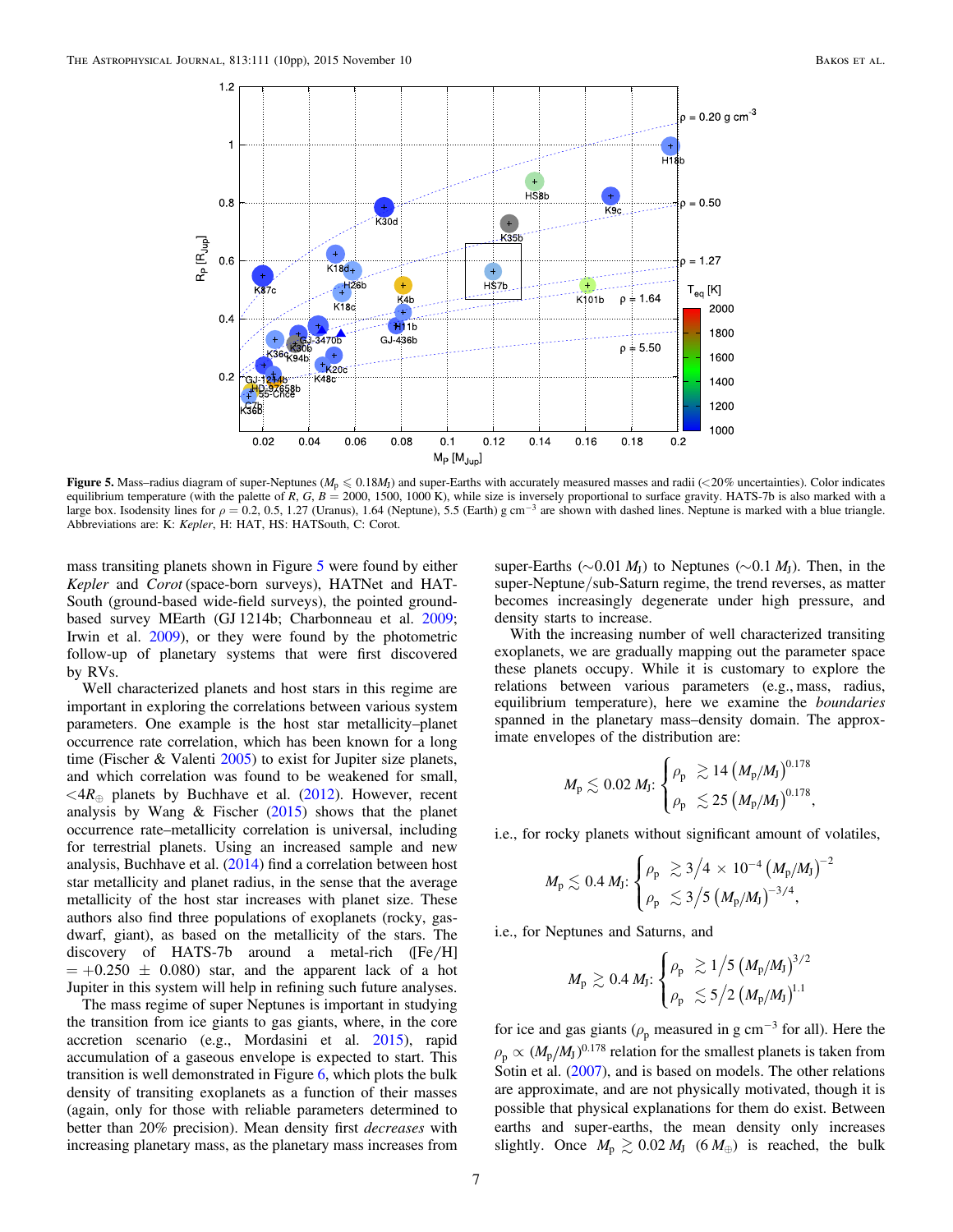**Figure 5.** Mass–radius diagram of super-Neptunes ($M_p \lesssim 0.18 M_J$) and super-Earths with accurately measured masses and radii (<20% uncertainties). Color indicates equilibrium temperature (with the palette of $R, G, B = 2000, 1500, 1000$ K), while size is inversely proportional to surface gravity. HATS-7b is also marked with a large box. Isodensity lines for $\rho = 0.2$, 0.5, 1.27 (Uranus), 1.64 (Neptune), 5.5 (Earth) g cm$^{-3}$ are shown with dashed lines. Neptune is marked with a blue triangle. Abbreviations are: K: *Kepler*, H: HAT, HS: HATSouth, C: Corot.

mass transiting planets shown in Figure 5 were found by either *Kepler* and *Corot* (space-born surveys), HATNet and HAT-South (ground-based wide-field surveys), the pointed ground-based survey MEarth (GJ 1214b; Charbonneau et al. 2009; Irwin et al. 2009), or they were found by the photometric follow-up of planetary systems that were first discovered by RVs.

Well characterized planets and host stars in this regime are important in exploring the correlations between various system parameters. One example is the host star metallicity–planet occurrence rate correlation, which has been known for a long time (Fischer & Valenti 2005) to exist for Jupiter size planets, and which correlation was found to be weakened for small, $<4R_\oplus$ planets by Buchhave et al. (2012). However, recent analysis by Wang & Fischer (2015) shows that the planet occurrence rate–metallicity correlation is universal, including for terrestrial planets. Using an increased sample and new analysis, Buchhave et al. (2014) find a correlation between host star metallicity and planet radius, in the sense that the average metallicity of the host star increases with planet size. These authors also find three populations of exoplanets (rocky, gas-dwarf, giant), as based on the metallicity of the stars. The discovery of HATS-7b around a metal-rich ([Fe/H] $= +0.250 \pm 0.080$) star, and the apparent lack of a hot Jupiter in this system will help in refining such future analyses.

The mass regime of super Neptunes is important in studying the transition from ice giants to gas giants, where, in the core accretion scenario (e.g., Mordasini et al. 2015), rapid accumulation of a gaseous envelope is expected to start. This transition is well demonstrated in Figure 6, which plots the bulk density of transiting exoplanets as a function of their masses (again, only for those with reliable parameters determined to better than 20% precision). Mean density first *decreases* with increasing planetary mass, as the planetary mass increases from super-Earths ($\sim$0.01 $M_J$) to Neptunes ($\sim$0.1 $M_J$). Then, in the super-Neptune/sub-Saturn regime, the trend reverses, as matter becomes increasingly degenerate under high pressure, and density starts to increase.

With the increasing number of well characterized transiting exoplanets, we are gradually mapping out the parameter space these planets occupy. While it is customary to explore the relations between various parameters (e.g., mass, radius, equilibrium temperature), here we examine the *boundaries* spanned in the planetary mass–density domain. The approximate envelopes of the distribution are:

$$M_p \lesssim 0.02\, M_J: \begin{cases} \rho_p & \gtrsim 14\, (M_p/M_J)^{0.178} \\ \rho_p & \lesssim 25\, (M_p/M_J)^{0.178}, \end{cases}$$

i.e., for rocky planets without significant amount of volatiles,

$$M_p \lesssim 0.4\, M_J: \begin{cases} \rho_p & \gtrsim 3/4 \times 10^{-4}\, (M_p/M_J)^{-2} \\ \rho_p & \lesssim 3/5\, (M_p/M_J)^{-3/4}, \end{cases}$$

i.e., for Neptunes and Saturns, and

$$M_p \gtrsim 0.4\, M_J: \begin{cases} \rho_p & \gtrsim 1/5\, (M_p/M_J)^{3/2} \\ \rho_p & \lesssim 5/2\, (M_p/M_J)^{1.1} \end{cases}$$

for ice and gas giants ($\rho_p$ measured in g cm$^{-3}$ for all). Here the $\rho_p \propto (M_p/M_J)^{0.178}$ relation for the smallest planets is taken from Sotin et al. (2007), and is based on models. The other relations are approximate, and are not physically motivated, though it is possible that physical explanations for them do exist. Between earths and super-earths, the mean density only increases slightly. Once $M_p \gtrsim 0.02\, M_J$ ($6\, M_\oplus$) is reached, the bulk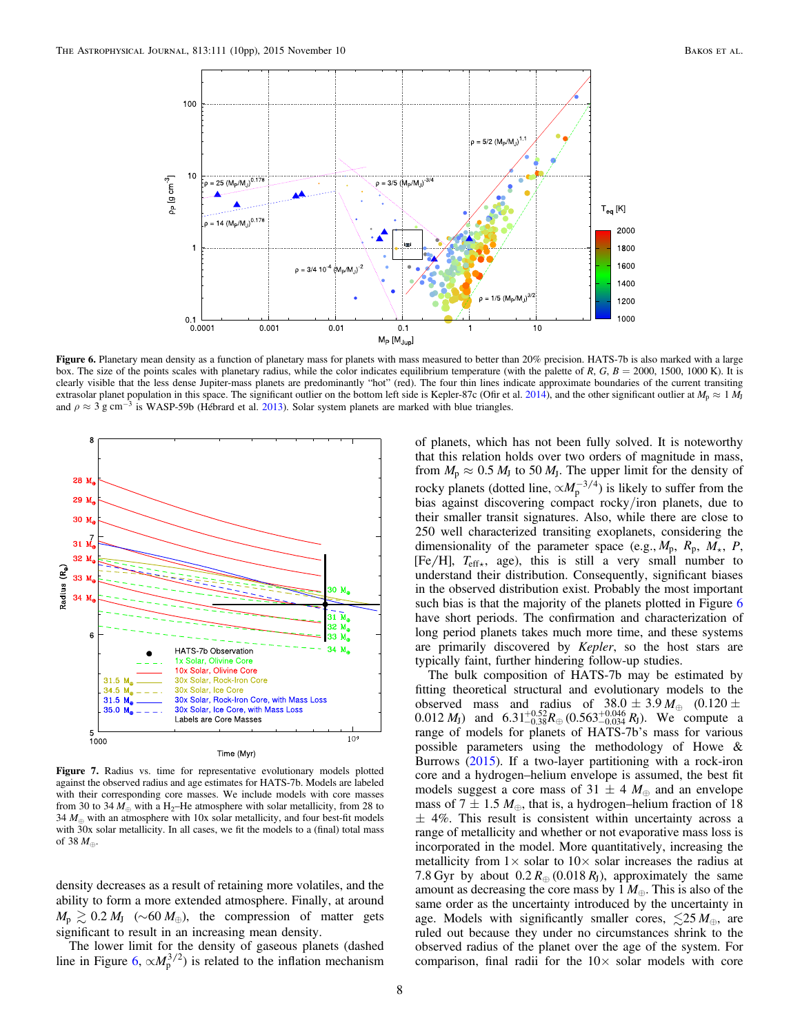**Figure 6.** Planetary mean density as a function of planetary mass for planets with mass measured to better than 20% precision. HATS-7b is also marked with a large box. The size of the points scales with planetary radius, while the color indicates equilibrium temperature (with the palette of $R$, $G$, $B$ = 2000, 1500, 1000 K). It is clearly visible that the less dense Jupiter-mass planets are predominantly "hot" (red). The four thin lines indicate approximate boundaries of the current transiting extrasolar planet population in this space. The significant outlier on the bottom left side is Kepler-87c (Ofir et al. 2014), and the other significant outlier at $M_p \approx 1\,M_J$ and $\rho \approx 3$ g cm$^{-3}$ is WASP-59b (Hébrard et al. 2013). Solar system planets are marked with blue triangles.

**Figure 7.** Radius vs. time for representative evolutionary models plotted against the observed radius and age estimates for HATS-7b. Models are labeled with their corresponding core masses. We include models with core masses from 30 to 34 $M_\oplus$ with a $H_2$–He atmosphere with solar metallicity, from 28 to 34 $M_\oplus$ with an atmosphere with 10x solar metallicity, and four best-fit models with 30x solar metallicity. In all cases, we fit the models to a (final) total mass of 38 $M_\oplus$.

density decreases as a result of retaining more volatiles, and the ability to form a more extended atmosphere. Finally, at around $M_p \gtrsim 0.2\,M_J$ ($\sim 60\,M_\oplus$), the compression of matter gets significant to result in an increasing mean density.

The lower limit for the density of gaseous planets (dashed line in Figure 6, $\propto M_p^{3/2}$) is related to the inflation mechanism of planets, which has not been fully solved. It is noteworthy that this relation holds over two orders of magnitude in mass, from $M_p \approx 0.5\,M_J$ to 50 $M_J$. The upper limit for the density of rocky planets (dotted line, $\propto M_p^{-3/4}$) is likely to suffer from the bias against discovering compact rocky/iron planets, due to their smaller transit signatures. Also, while there are close to 250 well characterized transiting exoplanets, considering the dimensionality of the parameter space (e.g., $M_p$, $R_p$, $M_\star$, $P$, [Fe/H], $T_{\rm eff\star}$, age), this is still a very small number to understand their distribution. Consequently, significant biases in the observed distribution exist. Probably the most important such bias is that the majority of the planets plotted in Figure 6 have short periods. The confirmation and characterization of long period planets takes much more time, and these systems are primarily discovered by *Kepler*, so the host stars are typically faint, further hindering follow-up studies.

The bulk composition of HATS-7b may be estimated by fitting theoretical structural and evolutionary models to the observed mass and radius of $38.0 \pm 3.9\,M_\oplus$ ($0.120 \pm 0.012\,M_J$) and $6.31^{+0.52}_{-0.38} R_\oplus$ ($0.563^{+0.046}_{-0.034}\,R_J$). We compute a range of models for planets of HATS-7b's mass for various possible parameters using the methodology of Howe & Burrows (2015). If a two-layer partitioning with a rock-iron core and a hydrogen–helium envelope is assumed, the best fit models suggest a core mass of $31 \pm 4\,M_\oplus$ and an envelope mass of $7 \pm 1.5\,M_\oplus$, that is, a hydrogen–helium fraction of $18 \pm 4\%$. This result is consistent within uncertainty across a range of metallicity and whether or not evaporative mass loss is incorporated in the model. More quantitatively, increasing the metallicity from 1× solar to 10× solar increases the radius at 7.8 Gyr by about $0.2\,R_\oplus$ ($0.018\,R_J$), approximately the same amount as decreasing the core mass by 1 $M_\oplus$. This is also of the same order as the uncertainty introduced by the uncertainty in age. Models with significantly smaller cores, $\lesssim 25\,M_\oplus$, are ruled out because they under no circumstances shrink to the observed radius of the planet over the age of the system. For comparison, final radii for the 10× solar models with core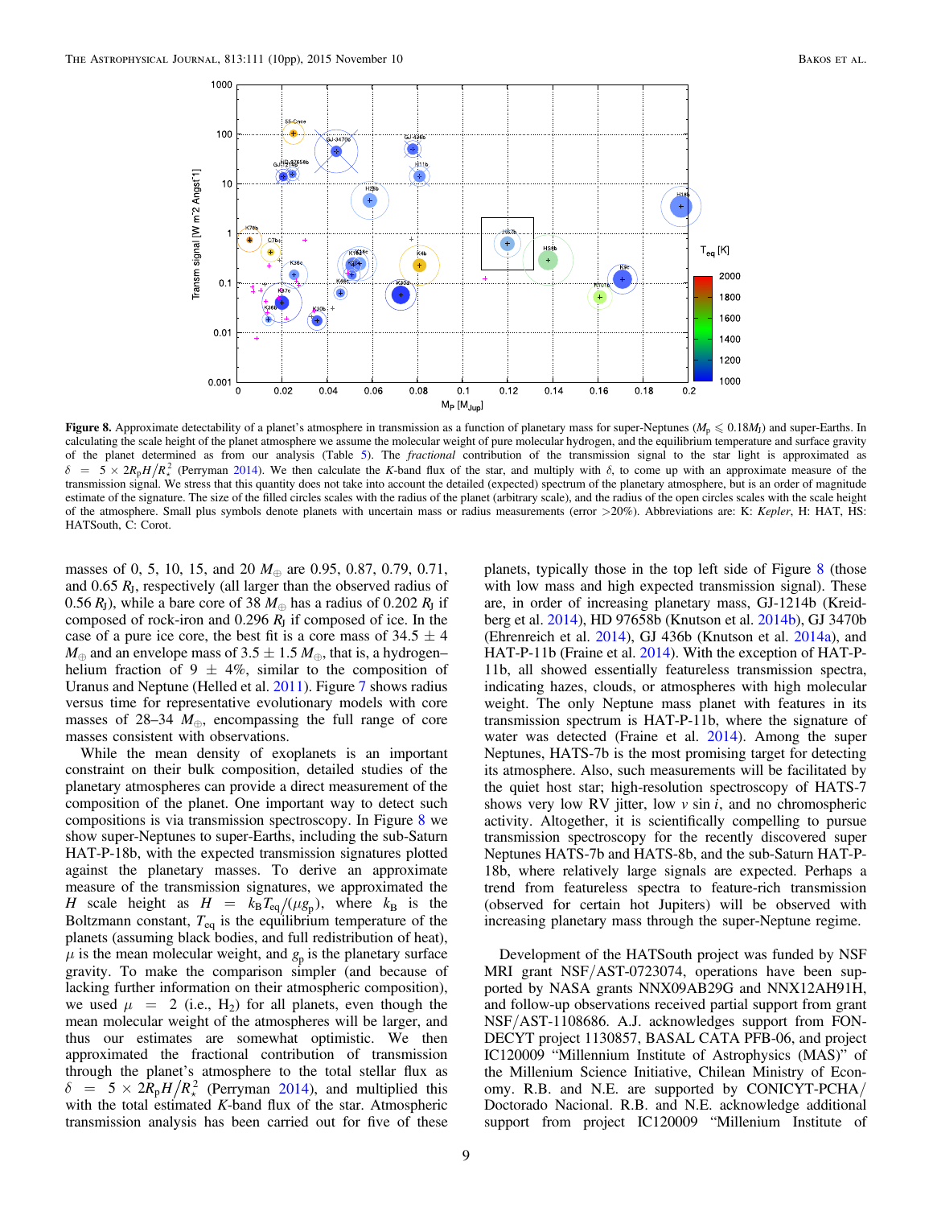**Figure 8.** Approximate detectability of a planet's atmosphere in transmission as a function of planetary mass for super-Neptunes ($M_p \leqslant 0.18 M_J$) and super-Earths. In calculating the scale height of the planet atmosphere we assume the molecular weight of pure molecular hydrogen, and the equilibrium temperature and surface gravity of the planet determined as from our analysis (Table 5). The *fractional* contribution of the transmission signal to the star light is approximated as $\delta = 5 \times 2R_p H/R_\star^2$ (Perryman 2014). We then calculate the *K*-band flux of the star, and multiply with $\delta$, to come up with an approximate measure of the transmission signal. We stress that this quantity does not take into account the detailed (expected) spectrum of the planetary atmosphere, but is an order of magnitude estimate of the signature. The size of the filled circles scales with the radius of the planet (arbitrary scale), and the radius of the open circles scales with the scale height of the atmosphere. Small plus symbols denote planets with uncertain mass or radius measurements (error >20%). Abbreviations are: K: *Kepler*, H: HAT, HS: HATSouth, C: Corot.

masses of 0, 5, 10, 15, and 20 $M_\oplus$ are 0.95, 0.87, 0.79, 0.71, and 0.65 $R_J$, respectively (all larger than the observed radius of 0.56 $R_J$), while a bare core of 38 $M_\oplus$ has a radius of 0.202 $R_J$ if composed of rock-iron and 0.296 $R_J$ if composed of ice. In the case of a pure ice core, the best fit is a core mass of $34.5 \pm 4$ $M_\oplus$ and an envelope mass of $3.5 \pm 1.5$ $M_\oplus$, that is, a hydrogen–helium fraction of $9 \pm 4\%$, similar to the composition of Uranus and Neptune (Helled et al. 2011). Figure 7 shows radius versus time for representative evolutionary models with core masses of 28–34 $M_\oplus$, encompassing the full range of core masses consistent with observations.

While the mean density of exoplanets is an important constraint on their bulk composition, detailed studies of the planetary atmospheres can provide a direct measurement of the composition of the planet. One important way to detect such compositions is via transmission spectroscopy. In Figure 8 we show super-Neptunes to super-Earths, including the sub-Saturn HAT-P-18b, with the expected transmission signatures plotted against the planetary masses. To derive an approximate measure of the transmission signatures, we approximated the $H$ scale height as $H = k_B T_{eq}/(\mu g_p)$, where $k_B$ is the Boltzmann constant, $T_{eq}$ is the equilibrium temperature of the planets (assuming black bodies, and full redistribution of heat), $\mu$ is the mean molecular weight, and $g_p$ is the planetary surface gravity. To make the comparison simpler (and because of lacking further information on their atmospheric composition), we used $\mu = 2$ (i.e., $H_2$) for all planets, even though the mean molecular weight of the atmospheres will be larger, and thus our estimates are somewhat optimistic. We then approximated the fractional contribution of transmission through the planet's atmosphere to the total stellar flux as $\delta = 5 \times 2R_p H/R_\star^2$ (Perryman 2014), and multiplied this with the total estimated *K*-band flux of the star. Atmospheric transmission analysis has been carried out for five of these planets, typically those in the top left side of Figure 8 (those with low mass and high expected transmission signal). These are, in order of increasing planetary mass, GJ-1214b (Kreidberg et al. 2014), HD 97658b (Knutson et al. 2014b), GJ 3470b (Ehrenreich et al. 2014), GJ 436b (Knutson et al. 2014a), and HAT-P-11b (Fraine et al. 2014). With the exception of HAT-P-11b, all showed essentially featureless transmission spectra, indicating hazes, clouds, or atmospheres with high molecular weight. The only Neptune mass planet with features in its transmission spectrum is HAT-P-11b, where the signature of water was detected (Fraine et al. 2014). Among the super Neptunes, HATS-7b is the most promising target for detecting its atmosphere. Also, such measurements will be facilitated by the quiet host star; high-resolution spectroscopy of HATS-7 shows very low RV jitter, low $v \sin i$, and no chromospheric activity. Altogether, it is scientifically compelling to pursue transmission spectroscopy for the recently discovered super Neptunes HATS-7b and HATS-8b, and the sub-Saturn HAT-P-18b, where relatively large signals are expected. Perhaps a trend from featureless spectra to feature-rich transmission (observed for certain hot Jupiters) will be observed with increasing planetary mass through the super-Neptune regime.

Development of the HATSouth project was funded by NSF MRI grant NSF/AST-0723074, operations have been supported by NASA grants NNX09AB29G and NNX12AH91H, and follow-up observations received partial support from grant NSF/AST-1108686. A.J. acknowledges support from FONDECYT project 1130857, BASAL CATA PFB-06, and project IC120009 "Millennium Institute of Astrophysics (MAS)" of the Millennium Science Initiative, Chilean Ministry of Economy. R.B. and N.E. are supported by CONICYT-PCHA/Doctorado Nacional. R.B. and N.E. acknowledge additional support from project IC120009 "Millenium Institute of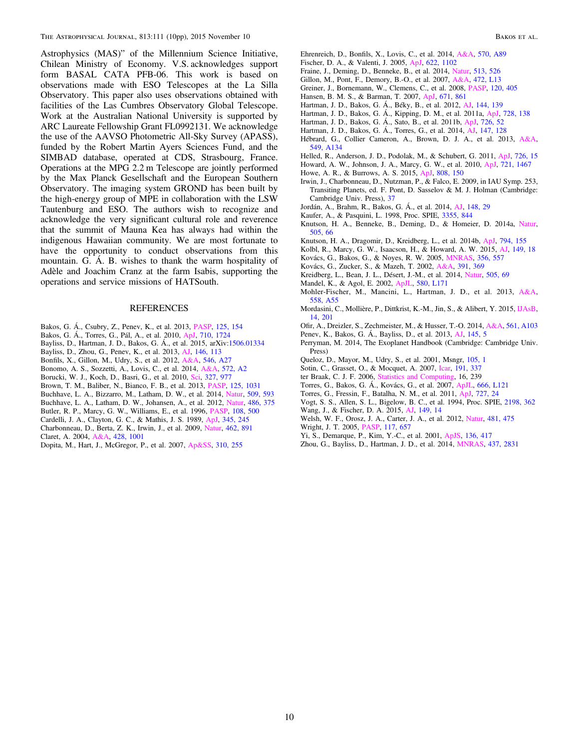Astrophysics (MAS)" of the Millennium Science Initiative, Chilean Ministry of Economy. V.S. acknowledges support form BASAL CATA PFB-06. This work is based on observations made with ESO Telescopes at the La Silla Observatory. This paper also uses observations obtained with facilities of the Las Cumbres Observatory Global Telescope. Work at the Australian National University is supported by ARC Laureate Fellowship Grant FL0992131. We acknowledge the use of the AAVSO Photometric All-Sky Survey (APASS), funded by the Robert Martin Ayers Sciences Fund, and the SIMBAD database, operated at CDS, Strasbourg, France. Operations at the MPG 2.2 m Telescope are jointly performed by the Max Planck Gesellschaft and the European Southern Observatory. The imaging system GROND has been built by the high-energy group of MPE in collaboration with the LSW Tautenburg and ESO. The authors wish to recognize and acknowledge the very significant cultural role and reverence that the summit of Mauna Kea has always had within the indigenous Hawaiian community. We are most fortunate to have the opportunity to conduct observations from this mountain. G. Á. B. wishes to thank the warm hospitality of Adèle and Joachim Cranz at the farm Isabis, supporting the operations and service missions of HATSouth.

## REFERENCES

Bakos, G. Á., Csubry, Z., Penev, K., et al. 2013, PASP, 125, 154
Bakos, G. Á., Torres, G., Pál, A., et al. 2010, ApJ, 710, 1724
Bayliss, D., Hartman, J. D., Bakos, G. Á., et al. 2015, arXiv:1506.01334
Bayliss, D., Zhou, G., Penev, K., et al. 2013, AJ, 146, 113
Bonfils, X., Gillon, M., Udry, S., et al. 2012, A&A, 546, A27
Bonomo, A. S., Sozzetti, A., Lovis, C., et al. 2014, A&A, 572, A2
Borucki, W. J., Koch, D., Basri, G., et al. 2010, Sci, 327, 977
Brown, T. M., Baliber, N., Bianco, F. B., et al. 2013, PASP, 125, 1031
Buchhave, L. A., Bizzarro, M., Latham, D. W., et al. 2014, Natur, 509, 593
Buchhave, L. A., Latham, D. W., Johansen, A., et al. 2012, Natur, 486, 375
Butler, R. P., Marcy, G. W., Williams, E., et al. 1996, PASP, 108, 500
Cardelli, J. A., Clayton, G. C., & Mathis, J. S. 1989, ApJ, 345, 245
Charbonneau, D., Berta, Z. K., Irwin, J., et al. 2009, Natur, 462, 891
Claret, A. 2004, A&A, 428, 1001
Dopita, M., Hart, J., McGregor, P., et al. 2007, Ap&SS, 310, 255
Ehrenreich, D., Bonfils, X., Lovis, C., et al. 2014, A&A, 570, A89
Fischer, D. A., & Valenti, J. 2005, ApJ, 622, 1102
Fraine, J., Deming, D., Benneke, B., et al. 2014, Natur, 513, 526
Gillon, M., Pont, F., Demory, B.-O., et al. 2007, A&A, 472, L13
Greiner, J., Bornemann, W., Clemens, C., et al. 2008, PASP, 120, 405
Hansen, B. M. S., & Barman, T. 2007, ApJ, 671, 861
Hartman, J. D., Bakos, G. Á., Béky, B., et al. 2012, AJ, 144, 139
Hartman, J. D., Bakos, G. Á., Kipping, D. M., et al. 2011a, ApJ, 728, 138
Hartman, J. D., Bakos, G. Á., Sato, B., et al. 2011b, ApJ, 726, 52
Hartman, J. D., Bakos, G. Á., Torres, G., et al. 2014, AJ, 147, 128
Hébrard, G., Collier Cameron, A., Brown, D. J. A., et al. 2013, A&A, 549, A134
Helled, R., Anderson, J. D., Podolak, M., & Schubert, G. 2011, ApJ, 726, 15
Howard, A. W., Johnson, J. A., Marcy, G. W., et al. 2010, ApJ, 721, 1467
Howe, A. R., & Burrows, A. S. 2015, ApJ, 808, 150
Irwin, J., Charbonneau, D., Nutzman, P., & Falco, E. 2009, in IAU Symp. 253, Transiting Planets, ed. F. Pont, D. Sasselov & M. J. Holman (Cambridge: Cambridge Univ. Press), 37
Jordán, A., Brahm, R., Bakos, G. Á., et al. 2014, AJ, 148, 29
Kaufer, A., & Pasquini, L. 1998, Proc. SPIE, 3355, 844
Knutson, H. A., Benneke, B., Deming, D., & Homeier, D. 2014a, Natur, 505, 66
Knutson, H. A., Dragomir, D., Kreidberg, L., et al. 2014b, ApJ, 794, 155
Kolbl, R., Marcy, G. W., Isaacson, H., & Howard, A. W. 2015, AJ, 149, 18
Kovács, G., Bakos, G., & Noyes, R. W. 2005, MNRAS, 356, 557
Kovács, G., Zucker, S., & Mazeh, T. 2002, A&A, 391, 369
Kreidberg, L., Bean, J. L., Désert, J.-M., et al. 2014, Natur, 505, 69
Mandel, K., & Agol, E. 2002, ApJL, 580, L171
Mohler-Fischer, M., Mancini, L., Hartman, J. D., et al. 2013, A&A, 558, A55
Mordasini, C., Mollière, P., Dittkrist, K.-M., Jin, S., & Alibert, Y. 2015, IJAsB, 14, 201
Ofir, A., Dreizler, S., Zechmeister, M., & Husser, T.-O. 2014, A&A, 561, A103
Penev, K., Bakos, G. Á., Bayliss, D., et al. 2013, AJ, 145, 5
Perryman, M. 2014, The Exoplanet Handbook (Cambridge: Cambridge Univ. Press)
Queloz, D., Mayor, M., Udry, S., et al. 2001, Msngr, 105, 1
Sotin, C., Grasset, O., & Mocquet, A. 2007, Icar, 191, 337
ter Braak, C. J. F. 2006, Statistics and Computing, 16, 239
Torres, G., Bakos, G. Á., Kovács, G., et al. 2007, ApJL, 666, L121
Torres, G., Fressin, F., Batalha, N. M., et al. 2011, ApJ, 727, 24
Vogt, S. S., Allen, S. L., Bigelow, B. C., et al. 1994, Proc. SPIE, 2198, 362
Wang, J., & Fischer, D. A. 2015, AJ, 149, 14
Welsh, W. F., Orosz, J. A., Carter, J. A., et al. 2012, Natur, 481, 475
Wright, J. T. 2005, PASP, 117, 657
Yi, S., Demarque, P., Kim, Y.-C., et al. 2001, ApJS, 136, 417
Zhou, G., Bayliss, D., Hartman, J. D., et al. 2014, MNRAS, 437, 2831